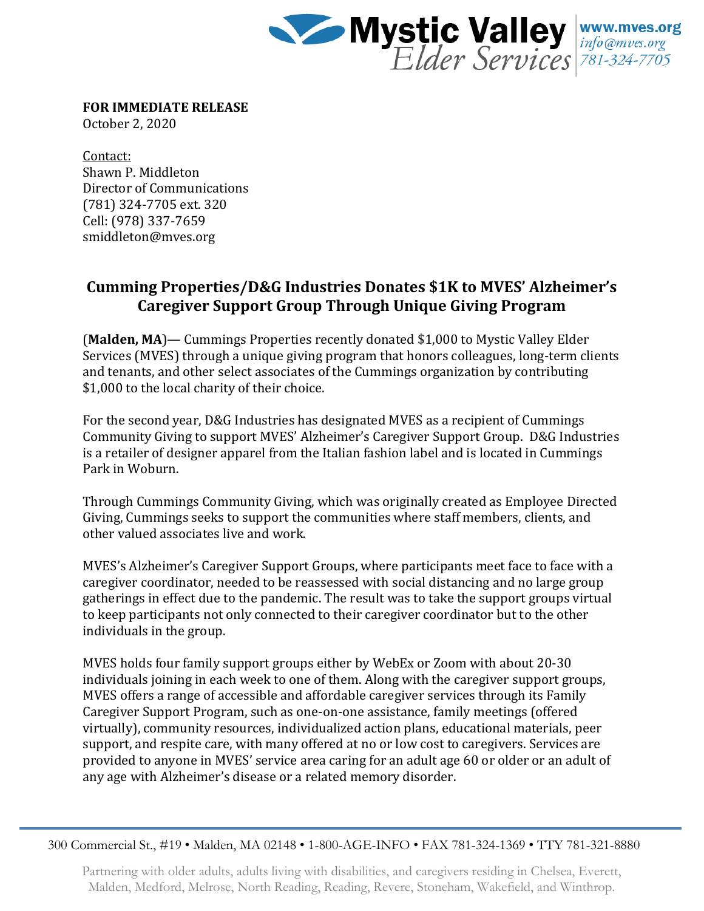**FOR IMMEDIATE RELEASE**
October 2, 2020

Contact:
Shawn P. Middleton
Director of Communications
(781) 324-7705 ext. 320
Cell: (978) 337-7659
smiddleton@mves.org

## Cumming Properties/D&G Industries Donates $1K to MVES' Alzheimer's Caregiver Support Group Through Unique Giving Program

(**Malden, MA**)— Cummings Properties recently donated $1,000 to Mystic Valley Elder Services (MVES) through a unique giving program that honors colleagues, long-term clients and tenants, and other select associates of the Cummings organization by contributing $1,000 to the local charity of their choice.

For the second year, D&G Industries has designated MVES as a recipient of Cummings Community Giving to support MVES' Alzheimer's Caregiver Support Group. D&G Industries is a retailer of designer apparel from the Italian fashion label and is located in Cummings Park in Woburn.

Through Cummings Community Giving, which was originally created as Employee Directed Giving, Cummings seeks to support the communities where staff members, clients, and other valued associates live and work.

MVES's Alzheimer's Caregiver Support Groups, where participants meet face to face with a caregiver coordinator, needed to be reassessed with social distancing and no large group gatherings in effect due to the pandemic. The result was to take the support groups virtual to keep participants not only connected to their caregiver coordinator but to the other individuals in the group.

MVES holds four family support groups either by WebEx or Zoom with about 20-30 individuals joining in each week to one of them. Along with the caregiver support groups, MVES offers a range of accessible and affordable caregiver services through its Family Caregiver Support Program, such as one-on-one assistance, family meetings (offered virtually), community resources, individualized action plans, educational materials, peer support, and respite care, with many offered at no or low cost to caregivers. Services are provided to anyone in MVES' service area caring for an adult age 60 or older or an adult of any age with Alzheimer's disease or a related memory disorder.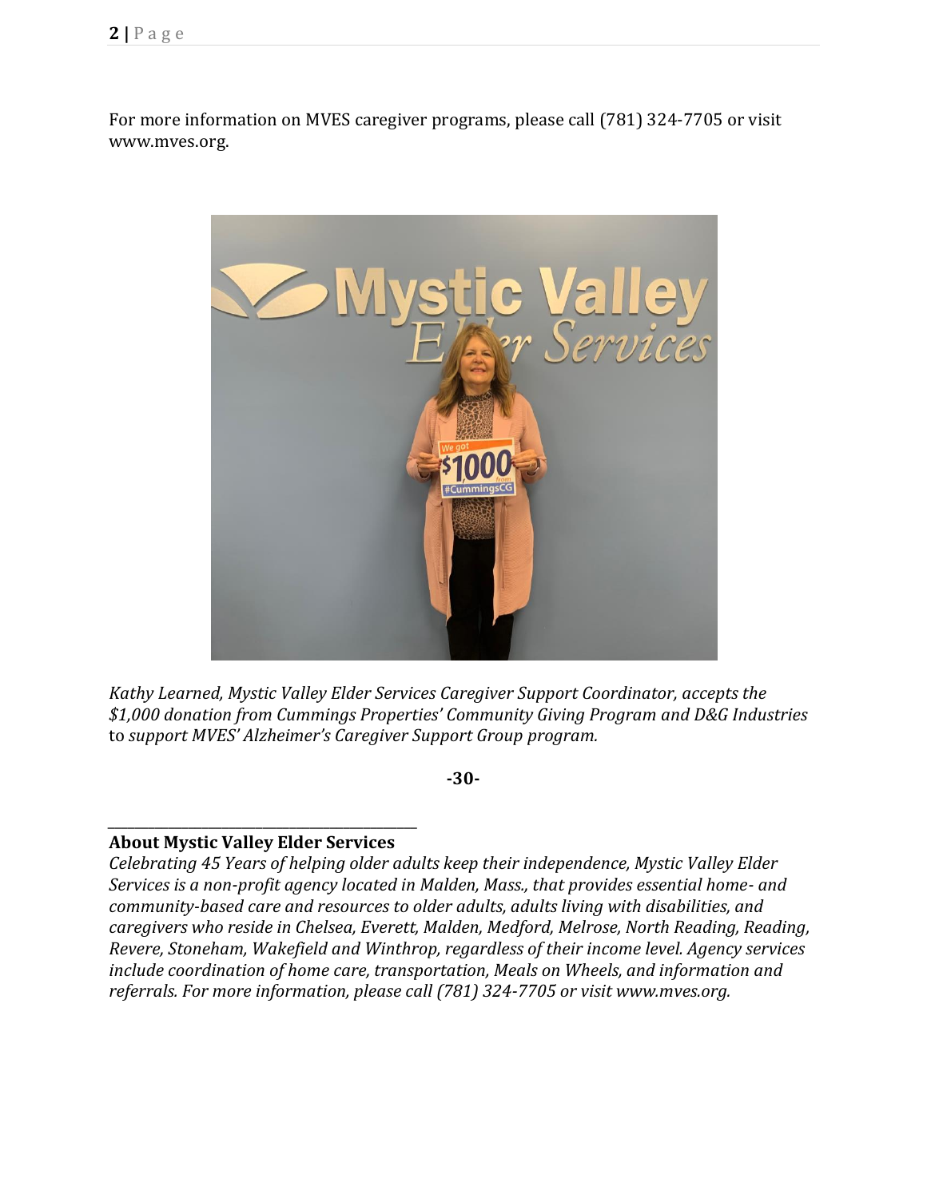For more information on MVES caregiver programs, please call (781) 324-7705 or visit www.mves.org.

*Kathy Learned, Mystic Valley Elder Services Caregiver Support Coordinator, accepts the $1,000 donation from Cummings Properties' Community Giving Program and D&G Industries* to *support MVES' Alzheimer's Caregiver Support Group program.*

**-30-**

---

**About Mystic Valley Elder Services**

*Celebrating 45 Years of helping older adults keep their independence, Mystic Valley Elder Services is a non-profit agency located in Malden, Mass., that provides essential home- and community-based care and resources to older adults, adults living with disabilities, and caregivers who reside in Chelsea, Everett, Malden, Medford, Melrose, North Reading, Reading, Revere, Stoneham, Wakefield and Winthrop, regardless of their income level. Agency services include coordination of home care, transportation, Meals on Wheels, and information and referrals. For more information, please call (781) 324-7705 or visit www.mves.org.*